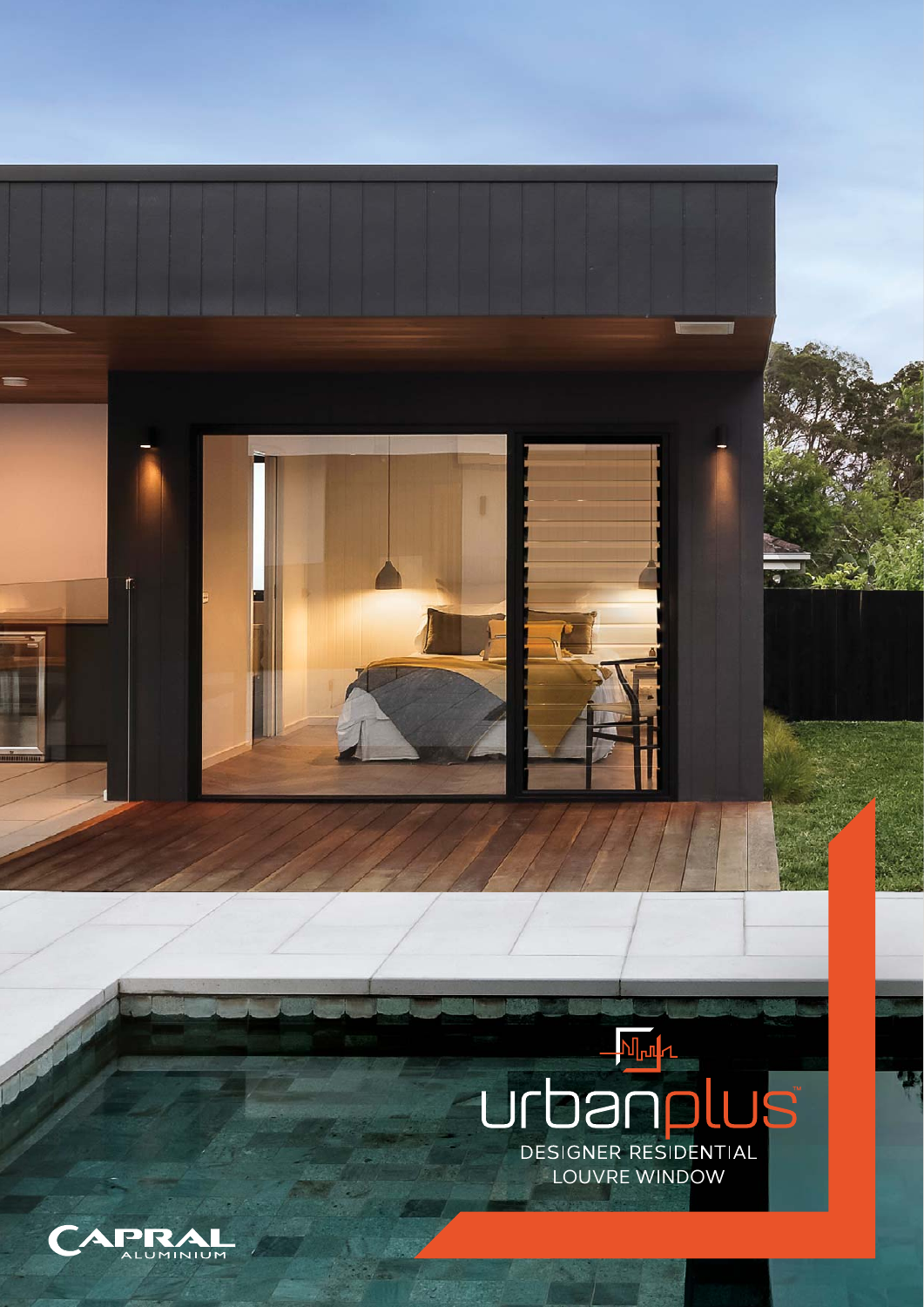# urbanplus™

DESIGNER RESIDENTIAL LOUVRE WINDOW

CAPRAL ALUMINIUM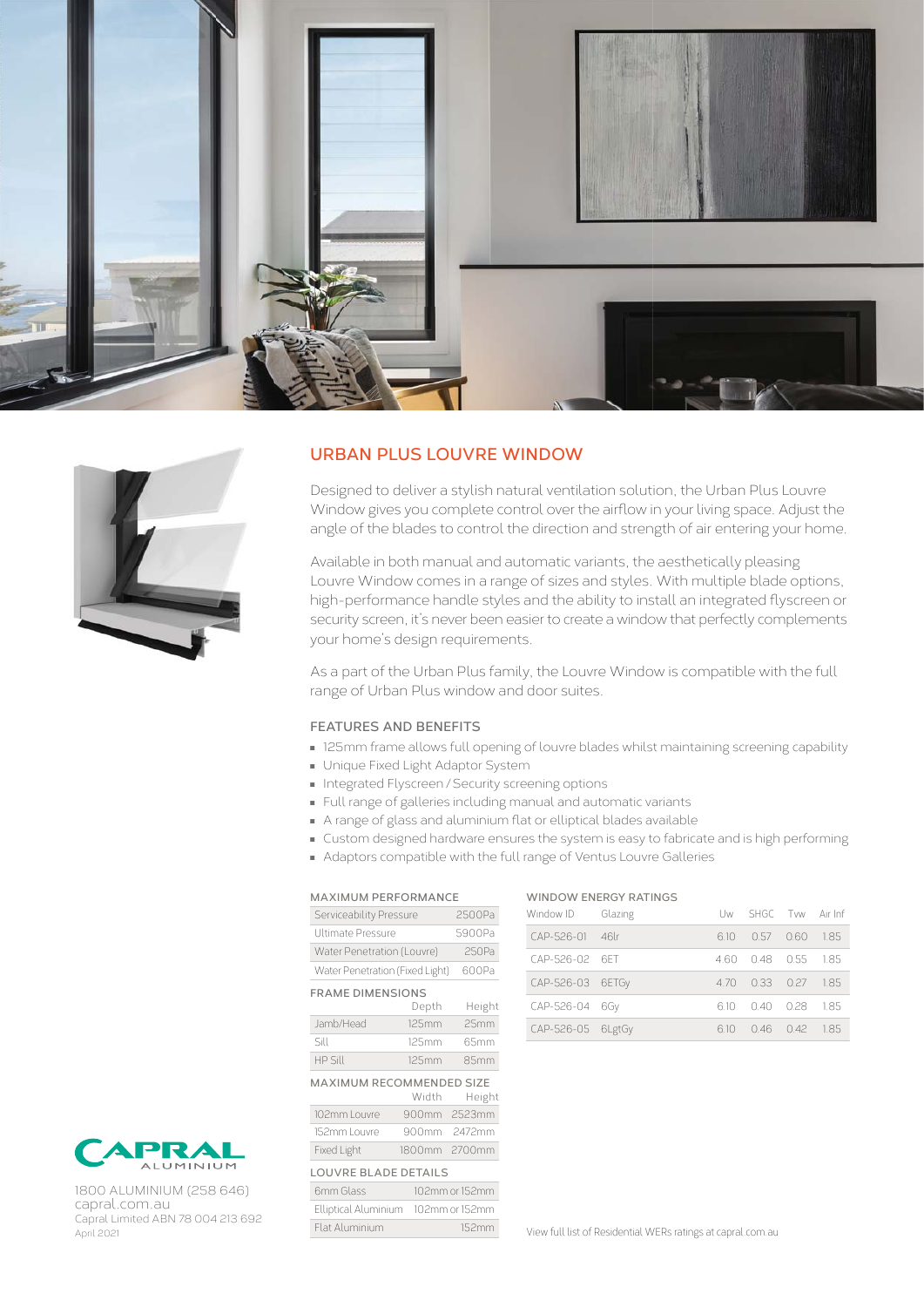## URBAN PLUS LOUVRE WINDOW

Designed to deliver a stylish natural ventilation solution, the Urban Plus Louvre Window gives you complete control over the airflow in your living space. Adjust the angle of the blades to control the direction and strength of air entering your home.

Available in both manual and automatic variants, the aesthetically pleasing Louvre Window comes in a range of sizes and styles. With multiple blade options, high-performance handle styles and the ability to install an integrated flyscreen or security screen, it's never been easier to create a window that perfectly complements your home's design requirements.

As a part of the Urban Plus family, the Louvre Window is compatible with the full range of Urban Plus window and door suites.

### FEATURES AND BENEFITS

- 125mm frame allows full opening of louvre blades whilst maintaining screening capability
- Unique Fixed Light Adaptor System
- Integrated Flyscreen / Security screening options
- Full range of galleries including manual and automatic variants
- A range of glass and aluminium flat or elliptical blades available
- Custom designed hardware ensures the system is easy to fabricate and is high performing
- Adaptors compatible with the full range of Ventus Louvre Galleries

### MAXIMUM PERFORMANCE

| | |
|---|---|
| Serviceability Pressure | 2500Pa |
| Ultimate Pressure | 5900Pa |
| Water Penetration (Louvre) | 250Pa |
| Water Penetration (Fixed Light) | 600Pa |

### FRAME DIMENSIONS

| | Depth | Height |
|---|---|---|
| Jamb/Head | 125mm | 25mm |
| Sill | 125mm | 65mm |
| HP Sill | 125mm | 85mm |

### MAXIMUM RECOMMENDED SIZE

| | Width | Height |
|---|---|---|
| 102mm Louvre | 900mm | 2523mm |
| 152mm Louvre | 900mm | 2472mm |
| Fixed Light | 1800mm | 2700mm |

### LOUVRE BLADE DETAILS

| | |
|---|---|
| 6mm Glass | 102mm or 152mm |
| Elliptical Aluminium | 102mm or 152mm |
| Flat Aluminium | 152mm |

### WINDOW ENERGY RATINGS

| Window ID | Glazing | Uw | SHGC | Tvw | Air Inf |
|---|---|---|---|---|---|
| CAP-526-01 | 46lr | 6.10 | 0.57 | 0.60 | 1.85 |
| CAP-526-02 | 6ET | 4.60 | 0.48 | 0.55 | 1.85 |
| CAP-526-03 | 6ETGy | 4.70 | 0.33 | 0.27 | 1.85 |
| CAP-526-04 | 6Gy | 6.10 | 0.40 | 0.28 | 1.85 |
| CAP-526-05 | 6LgtGy | 6.10 | 0.46 | 0.42 | 1.85 |

View full list of Residential WERs ratings at capral.com.au

CAPRAL ALUMINIUM

1800 ALUMINIUM (258 646)
capral.com.au
Capral Limited ABN 78 004 213 692
April 2021